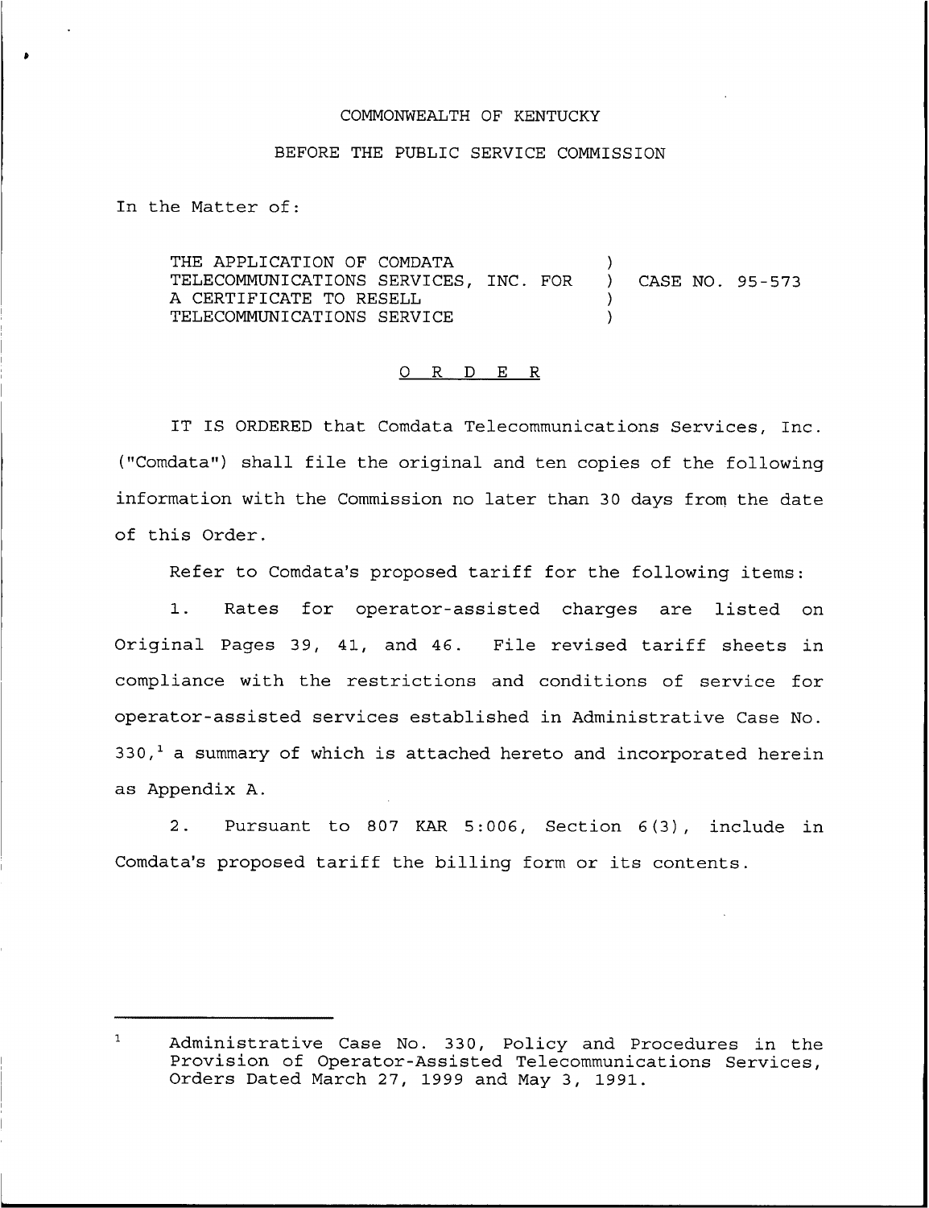COMMONWEALTH OF KENTUCKY

BEFORE THE PUBLIC SERVICE COMMISSION

In the Matter of:

THE APPLICATION OF COMDATA TELECOMMUNICATIONS SERVICES, INC. FOR A CERTIFICATE TO RESELL TELECOMMUNICATIONS SERVICE ) CASE NO. 95-573

# O R D E R

IT IS ORDERED that Comdata Telecommunications Services, Inc. ("Comdata") shall file the original and ten copies of the following information with the Commission no later than 30 days from the date of this Order.

Refer to Comdata's proposed tariff for the following items:

1. Rates for operator-assisted charges are listed on Original Pages 39, 41, and 46. File revised tariff sheets in compliance with the restrictions and conditions of service for operator-assisted services established in Administrative Case No. 330,[1] a summary of which is attached hereto and incorporated herein as Appendix A.

2. Pursuant to 807 KAR 5:006, Section 6(3), include in Comdata's proposed tariff the billing form or its contents.

---

[1] Administrative Case No. 330, Policy and Procedures in the Provision of Operator-Assisted Telecommunications Services, Orders Dated March 27, 1999 and May 3, 1991.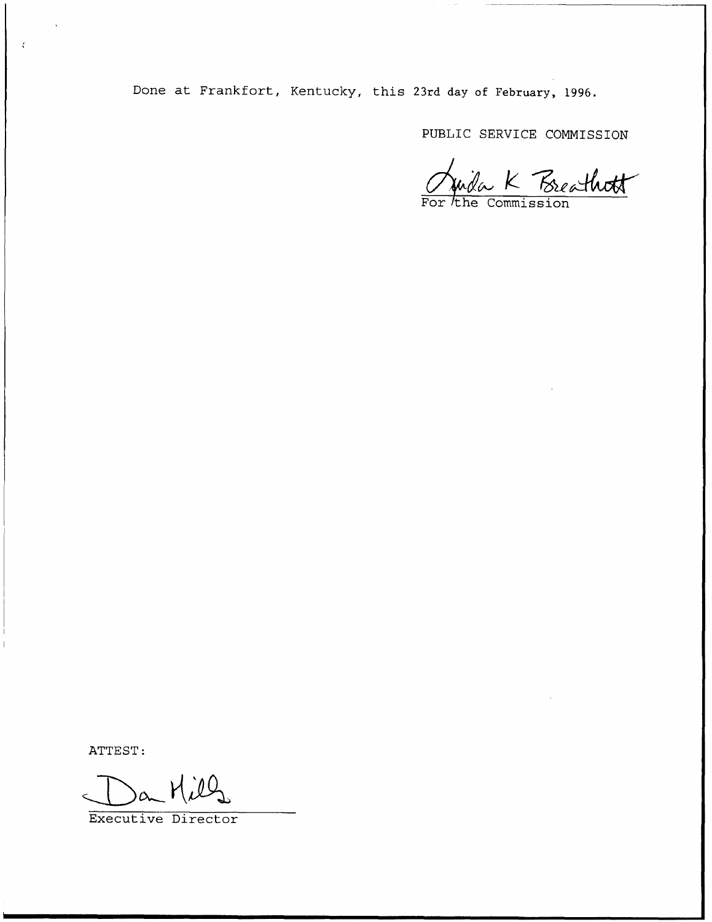Done at Frankfort, Kentucky, this 23rd day of February, 1996.

PUBLIC SERVICE COMMISSION

For the Commission

ATTEST:

Executive Director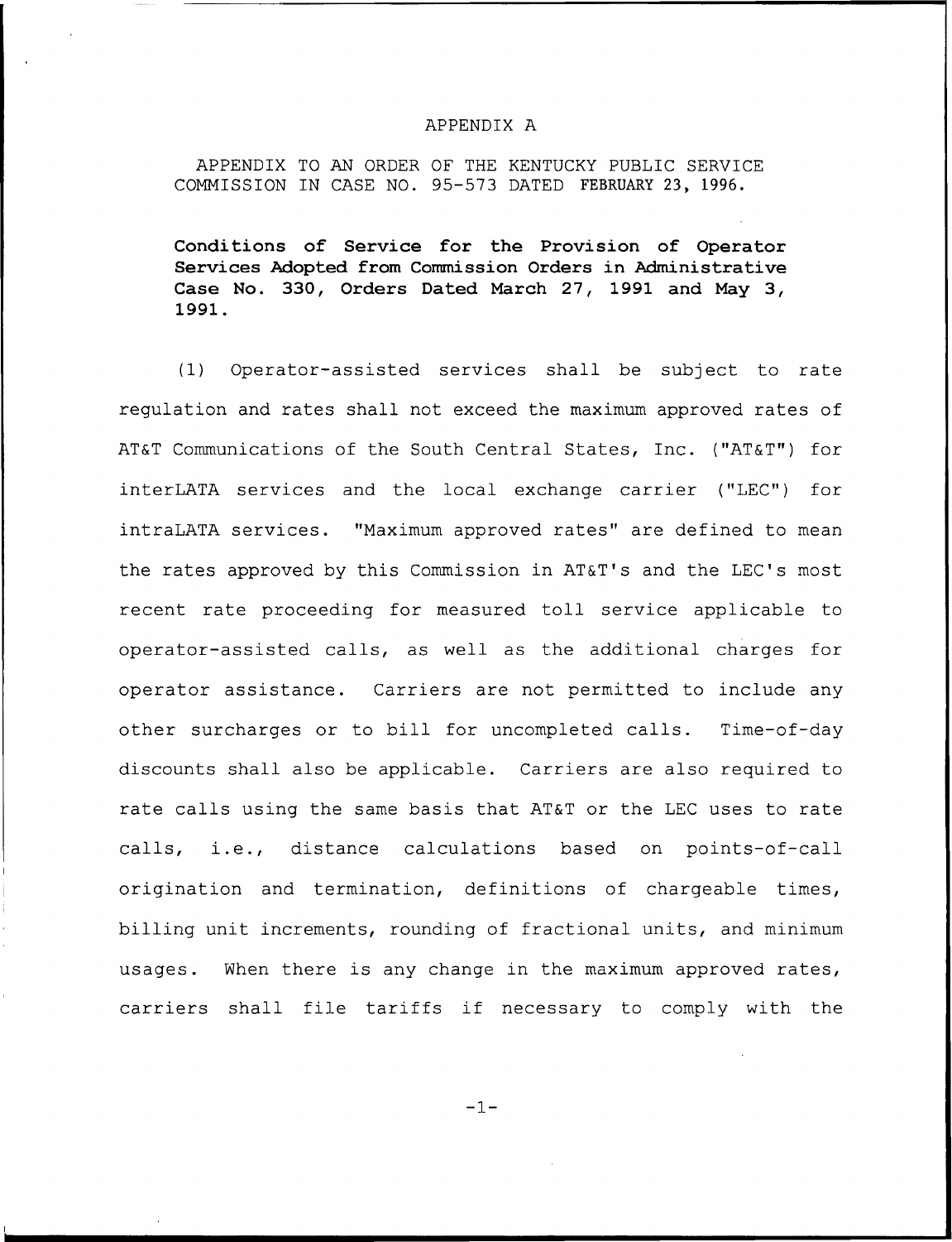APPENDIX A

APPENDIX TO AN ORDER OF THE KENTUCKY PUBLIC SERVICE COMMISSION IN CASE NO. 95-573 DATED FEBRUARY 23, 1996.

**Conditions of Service for the Provision of Operator Services Adopted from Commission Orders in Administrative Case No. 330, Orders Dated March 27, 1991 and May 3, 1991.**

(1) Operator-assisted services shall be subject to rate regulation and rates shall not exceed the maximum approved rates of AT&T Communications of the South Central States, Inc. ("AT&T") for interLATA services and the local exchange carrier ("LEC") for intraLATA services. "Maximum approved rates" are defined to mean the rates approved by this Commission in AT&T's and the LEC's most recent rate proceeding for measured toll service applicable to operator-assisted calls, as well as the additional charges for operator assistance. Carriers are not permitted to include any other surcharges or to bill for uncompleted calls. Time-of-day discounts shall also be applicable. Carriers are also required to rate calls using the same basis that AT&T or the LEC uses to rate calls, i.e., distance calculations based on points-of-call origination and termination, definitions of chargeable times, billing unit increments, rounding of fractional units, and minimum usages. When there is any change in the maximum approved rates, carriers shall file tariffs if necessary to comply with the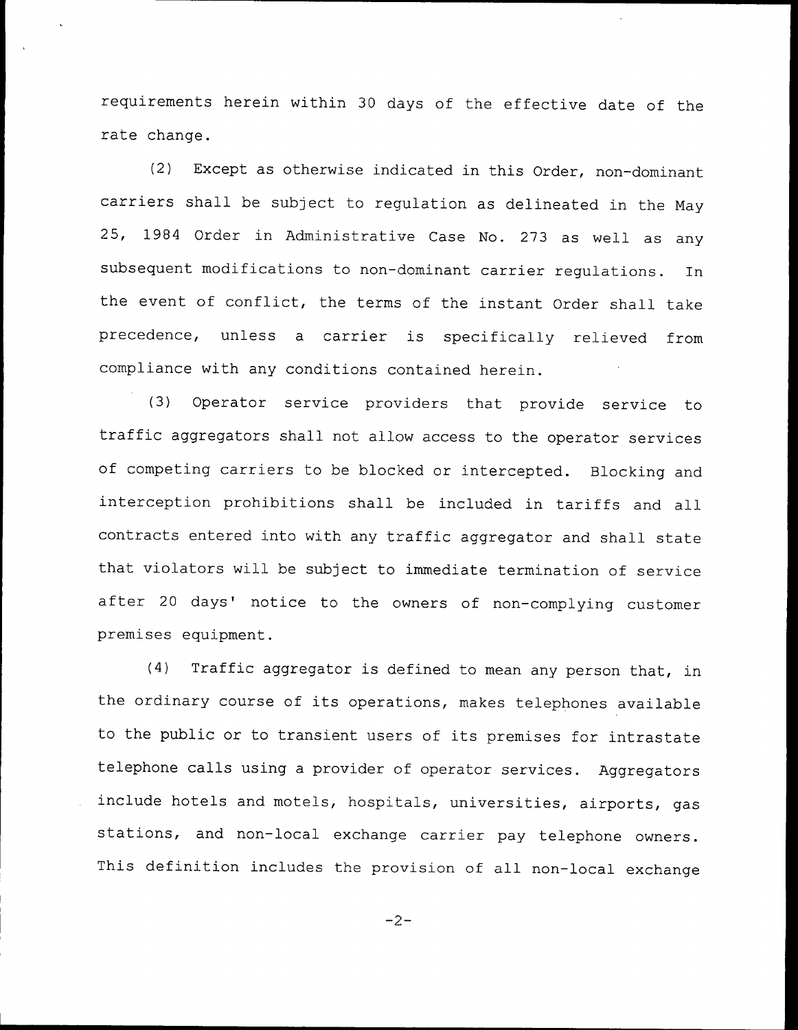requirements herein within 30 days of the effective date of the rate change.

(2) Except as otherwise indicated in this Order, non-dominant carriers shall be subject to regulation as delineated in the May 25, 1984 Order in Administrative Case No. 273 as well as any subsequent modifications to non-dominant carrier regulations. In the event of conflict, the terms of the instant Order shall take precedence, unless a carrier is specifically relieved from compliance with any conditions contained herein.

(3) Operator service providers that provide service to traffic aggregators shall not allow access to the operator services of competing carriers to be blocked or intercepted. Blocking and interception prohibitions shall be included in tariffs and all contracts entered into with any traffic aggregator and shall state that violators will be subject to immediate termination of service after 20 days' notice to the owners of non-complying customer premises equipment.

(4) Traffic aggregator is defined to mean any person that, in the ordinary course of its operations, makes telephones available to the public or to transient users of its premises for intrastate telephone calls using a provider of operator services. Aggregators include hotels and motels, hospitals, universities, airports, gas stations, and non-local exchange carrier pay telephone owners. This definition includes the provision of all non-local exchange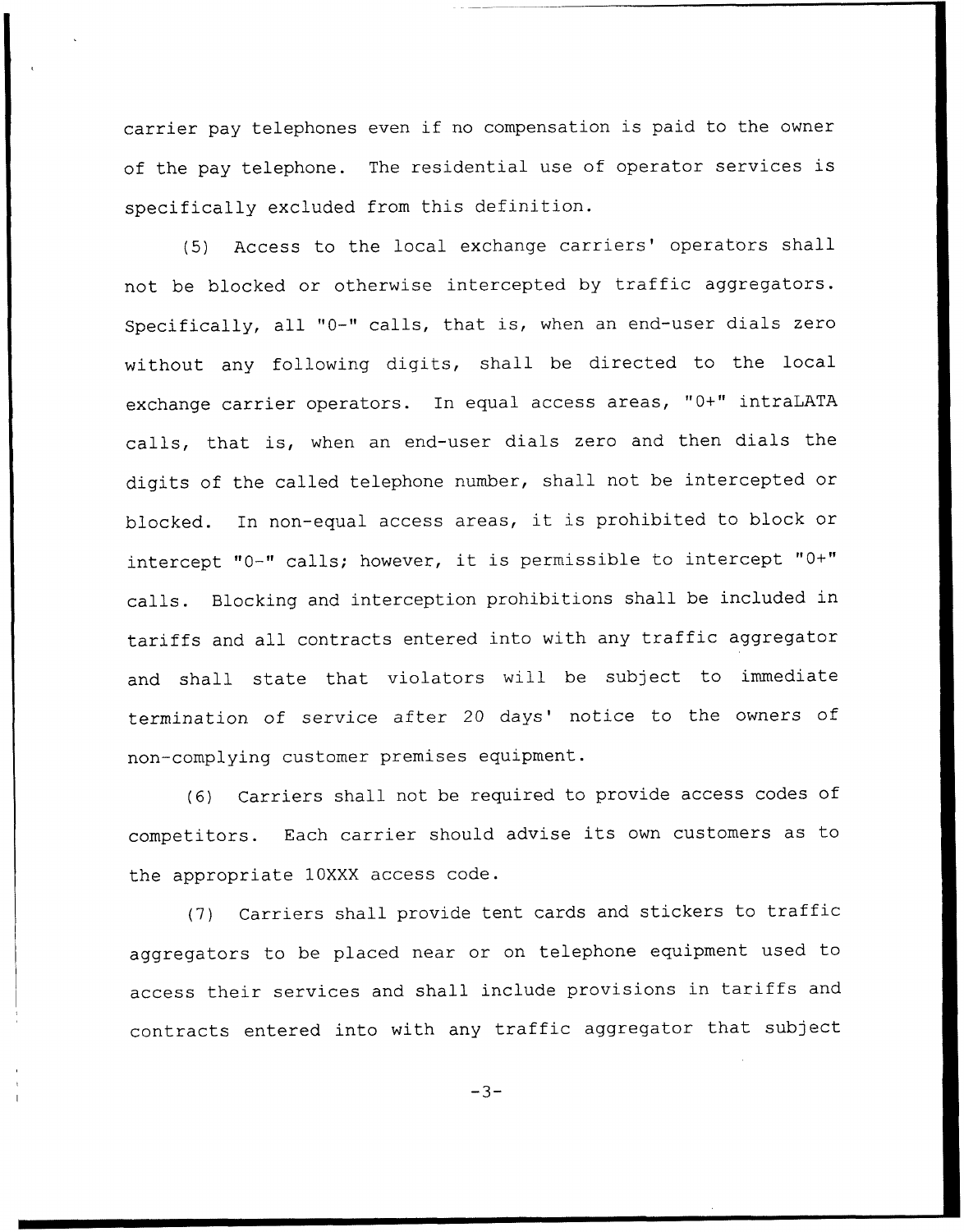carrier pay telephones even if no compensation is paid to the owner of the pay telephone. The residential use of operator services is specifically excluded from this definition.

(5) Access to the local exchange carriers' operators shall not be blocked or otherwise intercepted by traffic aggregators. Specifically, all "0-" calls, that is, when an end-user dials zero without any following digits, shall be directed to the local exchange carrier operators. In equal access areas, "0+" intraLATA calls, that is, when an end-user dials zero and then dials the digits of the called telephone number, shall not be intercepted or blocked. In non-equal access areas, it is prohibited to block or intercept "0-" calls; however, it is permissible to intercept "0+" calls. Blocking and interception prohibitions shall be included in tariffs and all contracts entered into with any traffic aggregator and shall state that violators will be subject to immediate termination of service after 20 days' notice to the owners of non-complying customer premises equipment.

(6) Carriers shall not be required to provide access codes of competitors. Each carrier should advise its own customers as to the appropriate 10XXX access code.

(7) Carriers shall provide tent cards and stickers to traffic aggregators to be placed near or on telephone equipment used to access their services and shall include provisions in tariffs and contracts entered into with any traffic aggregator that subject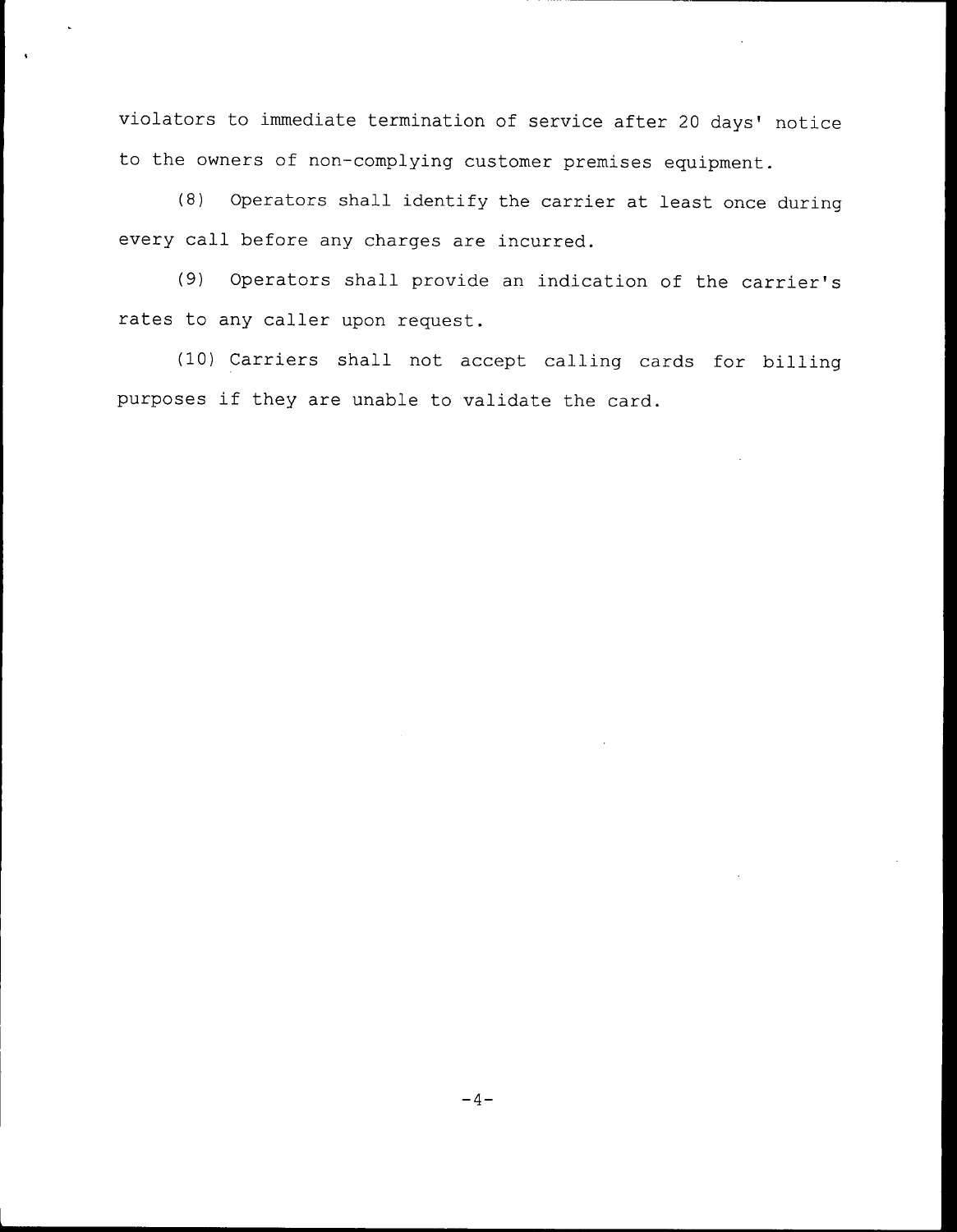violators to immediate termination of service after 20 days' notice to the owners of non-complying customer premises equipment.

(8) Operators shall identify the carrier at least once during every call before any charges are incurred.

(9) Operators shall provide an indication of the carrier's rates to any caller upon request.

(10) Carriers shall not accept calling cards for billing purposes if they are unable to validate the card.